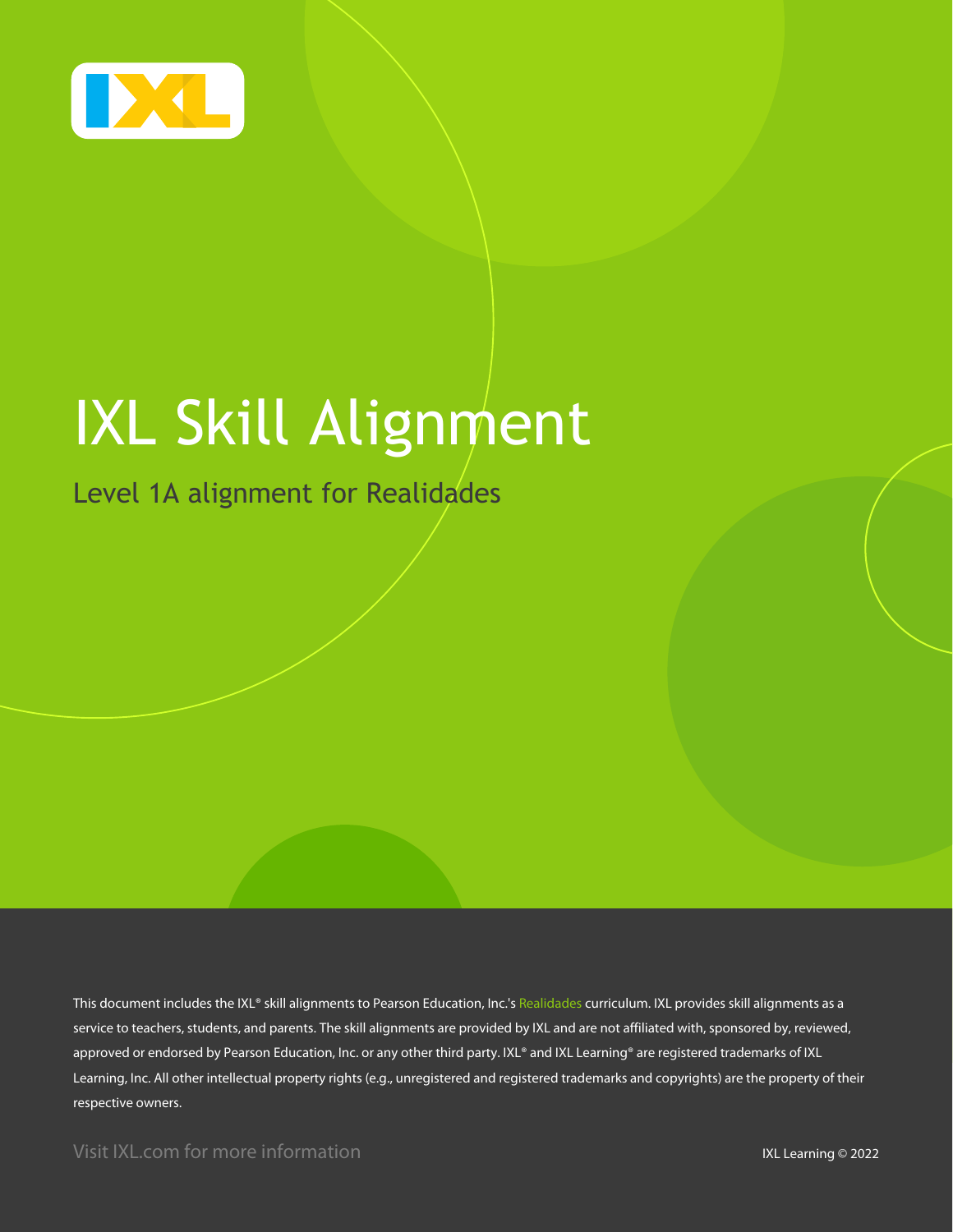# IXL Skill Alignment

## Level 1A alignment for Realidades

This document includes the IXL® skill alignments to Pearson Education, Inc.'s Realidades curriculum. IXL provides skill alignments as a service to teachers, students, and parents. The skill alignments are provided by IXL and are not affiliated with, sponsored by, reviewed, approved or endorsed by Pearson Education, Inc. or any other third party. IXL® and IXL Learning® are registered trademarks of IXL Learning, Inc. All other intellectual property rights (e.g., unregistered and registered trademarks and copyrights) are the property of their respective owners.

Visit IXL.com for more information

IXL Learning © 2022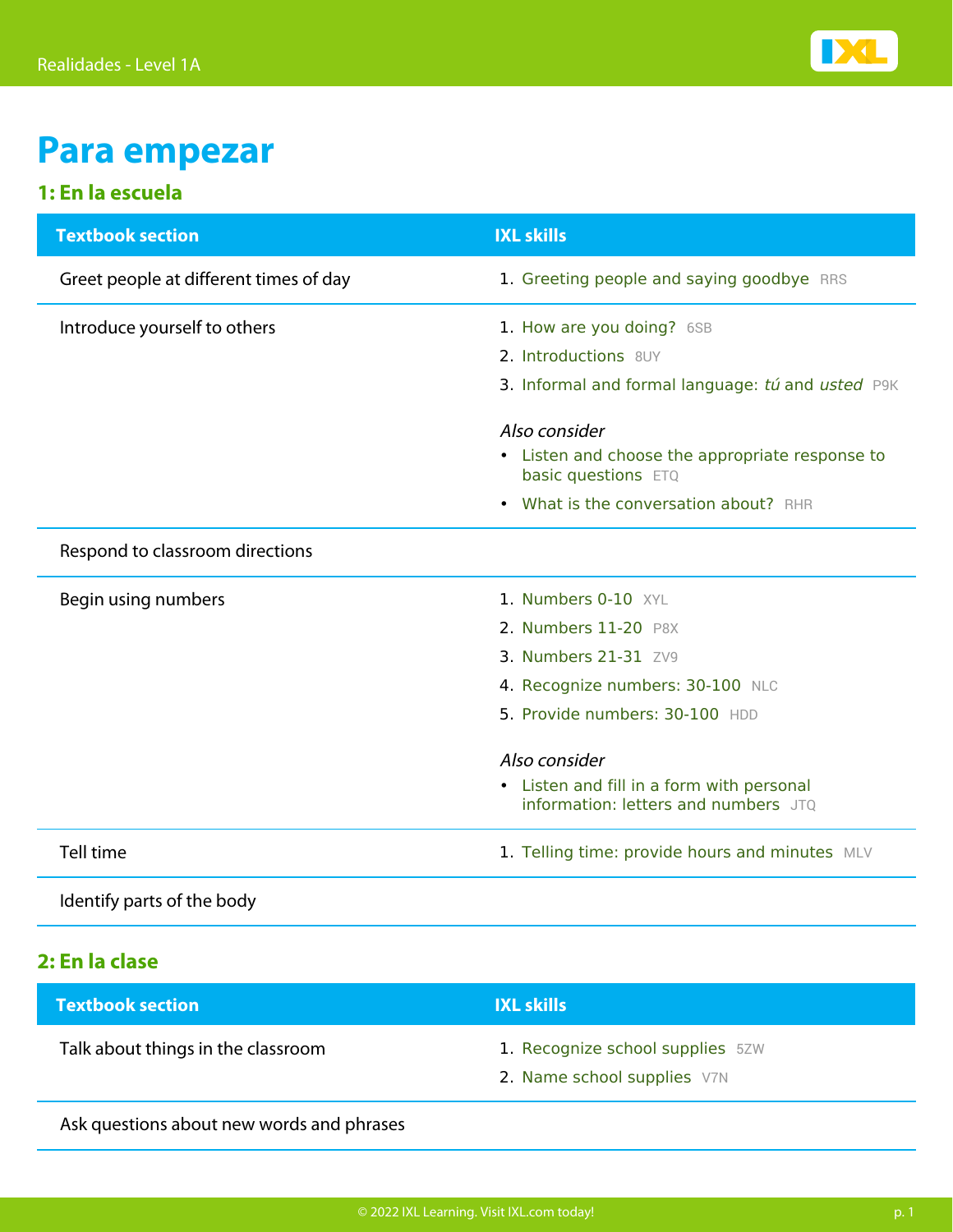# Para empezar

## 1: En la escuela

| Textbook section | IXL skills |
| --- | --- |
| Greet people at different times of day | 1. Greeting people and saying goodbye RRS |
| Introduce yourself to others | 1. How are you doing? 6SB<br>2. Introductions 8UY<br>3. Informal and formal language: *tú* and *usted* P9K<br><br>*Also consider*<br>• Listen and choose the appropriate response to basic questions ETQ<br>• What is the conversation about? RHR |
| Respond to classroom directions | |
| Begin using numbers | 1. Numbers 0-10 XYL<br>2. Numbers 11-20 P8X<br>3. Numbers 21-31 ZV9<br>4. Recognize numbers: 30-100 NLC<br>5. Provide numbers: 30-100 HDD<br><br>*Also consider*<br>• Listen and fill in a form with personal information: letters and numbers JTQ |
| Tell time | 1. Telling time: provide hours and minutes MLV |
| Identify parts of the body | |

## 2: En la clase

| Textbook section | IXL skills |
| --- | --- |
| Talk about things in the classroom | 1. Recognize school supplies 5ZW<br>2. Name school supplies V7N |
| Ask questions about new words and phrases | |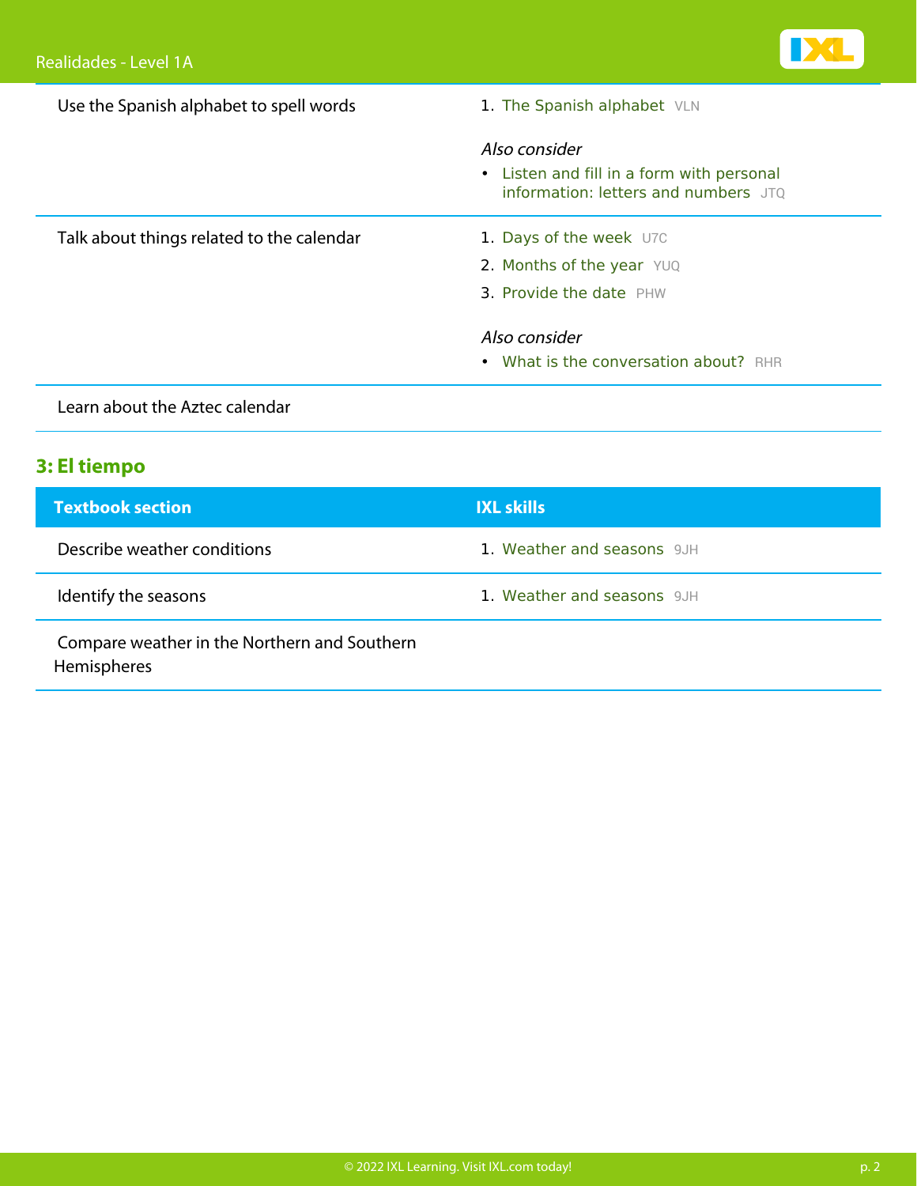| Textbook section | IXL skills |
|---|---|
| Use the Spanish alphabet to spell words | 1. The Spanish alphabet VLN<br><br>*Also consider*<br>• Listen and fill in a form with personal information: letters and numbers JTQ |
| Talk about things related to the calendar | 1. Days of the week U7C<br>2. Months of the year YUQ<br>3. Provide the date PHW<br><br>*Also consider*<br>• What is the conversation about? RHR |
| Learn about the Aztec calendar | |

## 3: El tiempo

| Textbook section | IXL skills |
|---|---|
| Describe weather conditions | 1. Weather and seasons 9JH |
| Identify the seasons | 1. Weather and seasons 9JH |
| Compare weather in the Northern and Southern Hemispheres | |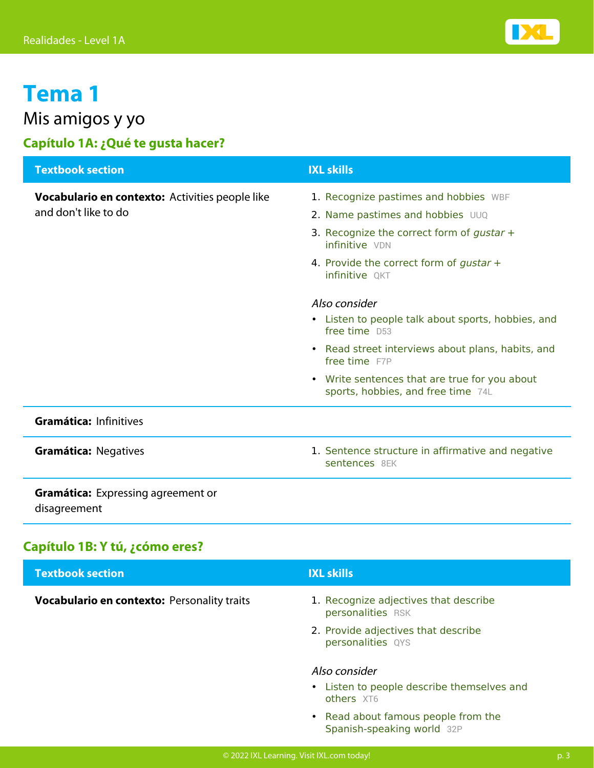# Tema 1

## Mis amigos y yo

### Capítulo 1A: ¿Qué te gusta hacer?

| Textbook section | IXL skills |
| --- | --- |
| **Vocabulario en contexto:** Activities people like and don't like to do | 1. Recognize pastimes and hobbies WBF<br>2. Name pastimes and hobbies UUQ<br>3. Recognize the correct form of *gustar* + infinitive VDN<br>4. Provide the correct form of *gustar* + infinitive QKT<br><br>*Also consider*<br>• Listen to people talk about sports, hobbies, and free time D53<br>• Read street interviews about plans, habits, and free time F7P<br>• Write sentences that are true for you about sports, hobbies, and free time 74L |
| **Gramática:** Infinitives | |
| **Gramática:** Negatives | 1. Sentence structure in affirmative and negative sentences 8EK |
| **Gramática:** Expressing agreement or disagreement | |

### Capítulo 1B: Y tú, ¿cómo eres?

| Textbook section | IXL skills |
| --- | --- |
| **Vocabulario en contexto:** Personality traits | 1. Recognize adjectives that describe personalities RSK<br>2. Provide adjectives that describe personalities QYS<br><br>*Also consider*<br>• Listen to people describe themselves and others XT6<br>• Read about famous people from the Spanish-speaking world 32P |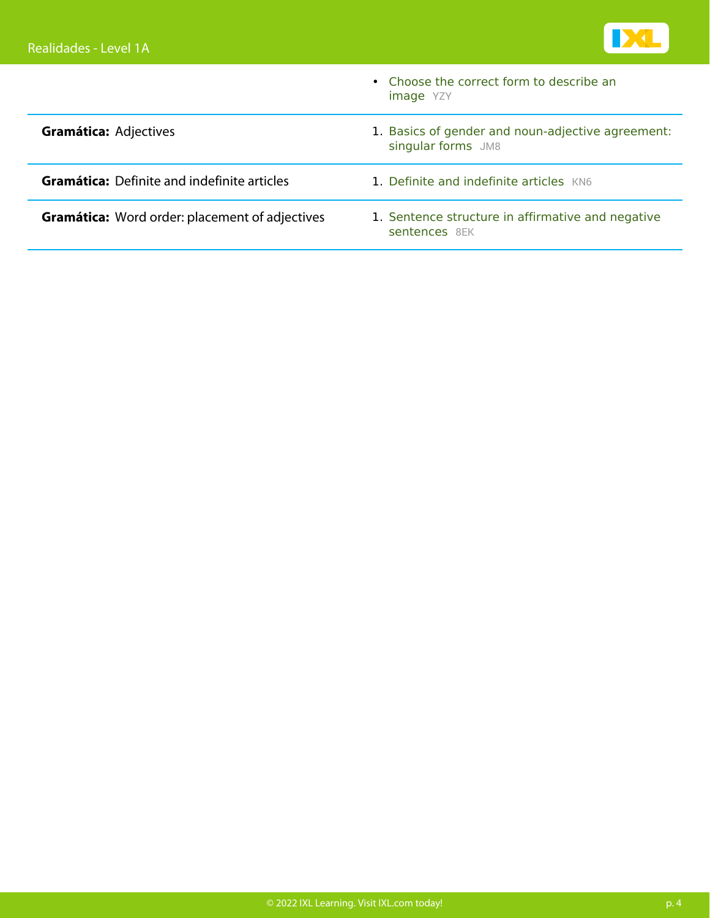| | |
|---|---|
| | • Choose the correct form to describe an image YZY |
| **Gramática:** Adjectives | 1. Basics of gender and noun-adjective agreement: singular forms JM8 |
| **Gramática:** Definite and indefinite articles | 1. Definite and indefinite articles KN6 |
| **Gramática:** Word order: placement of adjectives | 1. Sentence structure in affirmative and negative sentences 8EK |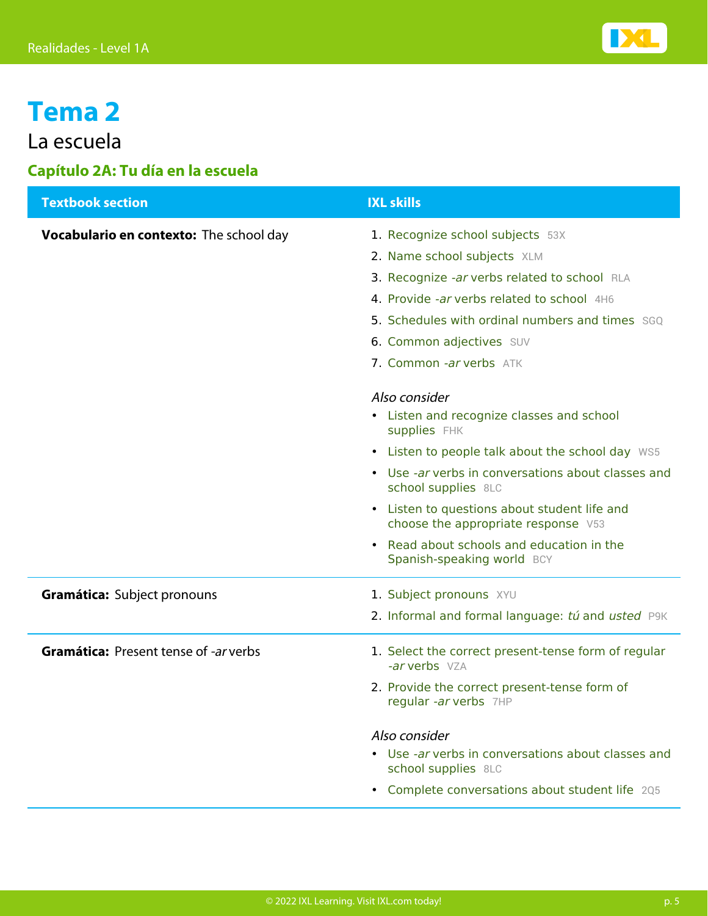# Tema 2

La escuela

## Capítulo 2A: Tu día en la escuela

| Textbook section | IXL skills |
| --- | --- |
| **Vocabulario en contexto:** The school day | 1. Recognize school subjects 53X<br>2. Name school subjects XLM<br>3. Recognize *-ar* verbs related to school RLA<br>4. Provide *-ar* verbs related to school 4H6<br>5. Schedules with ordinal numbers and times SGQ<br>6. Common adjectives SUV<br>7. Common *-ar* verbs ATK<br><br>*Also consider*<br>• Listen and recognize classes and school supplies FHK<br>• Listen to people talk about the school day WS5<br>• Use *-ar* verbs in conversations about classes and school supplies 8LC<br>• Listen to questions about student life and choose the appropriate response V53<br>• Read about schools and education in the Spanish-speaking world BCY |
| **Gramática:** Subject pronouns | 1. Subject pronouns XYU<br>2. Informal and formal language: *tú* and *usted* P9K |
| **Gramática:** Present tense of *-ar* verbs | 1. Select the correct present-tense form of regular *-ar* verbs VZA<br>2. Provide the correct present-tense form of regular *-ar* verbs 7HP<br><br>*Also consider*<br>• Use *-ar* verbs in conversations about classes and school supplies 8LC<br>• Complete conversations about student life 2Q5 |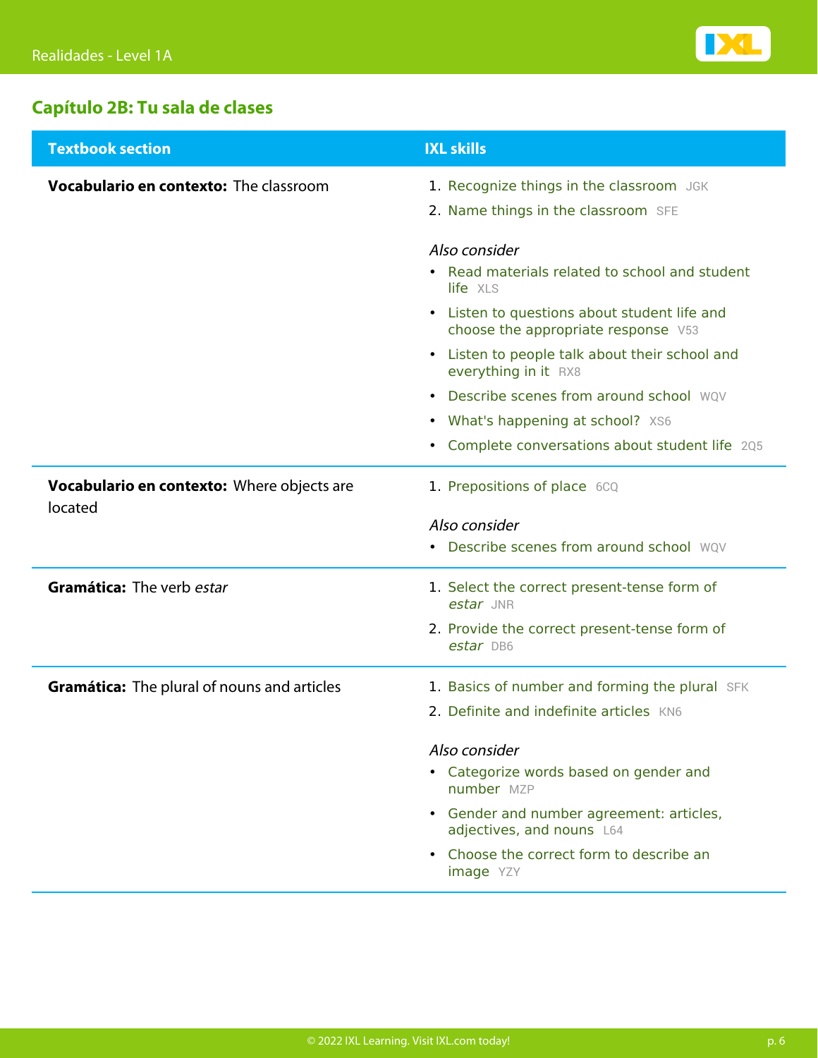## Capítulo 2B: Tu sala de clases

| Textbook section | IXL skills |
| --- | --- |
| **Vocabulario en contexto:** The classroom | 1. Recognize things in the classroom JGK<br>2. Name things in the classroom SFE<br><br>*Also consider*<br>• Read materials related to school and student life XLS<br>• Listen to questions about student life and choose the appropriate response V53<br>• Listen to people talk about their school and everything in it RX8<br>• Describe scenes from around school WQV<br>• What's happening at school? XS6<br>• Complete conversations about student life 2Q5 |
| **Vocabulario en contexto:** Where objects are located | 1. Prepositions of place 6CQ<br><br>*Also consider*<br>• Describe scenes from around school WQV |
| **Gramática:** The verb *estar* | 1. Select the correct present-tense form of *estar* JNR<br>2. Provide the correct present-tense form of *estar* DB6 |
| **Gramática:** The plural of nouns and articles | 1. Basics of number and forming the plural SFK<br>2. Definite and indefinite articles KN6<br><br>*Also consider*<br>• Categorize words based on gender and number MZP<br>• Gender and number agreement: articles, adjectives, and nouns L64<br>• Choose the correct form to describe an image YZY |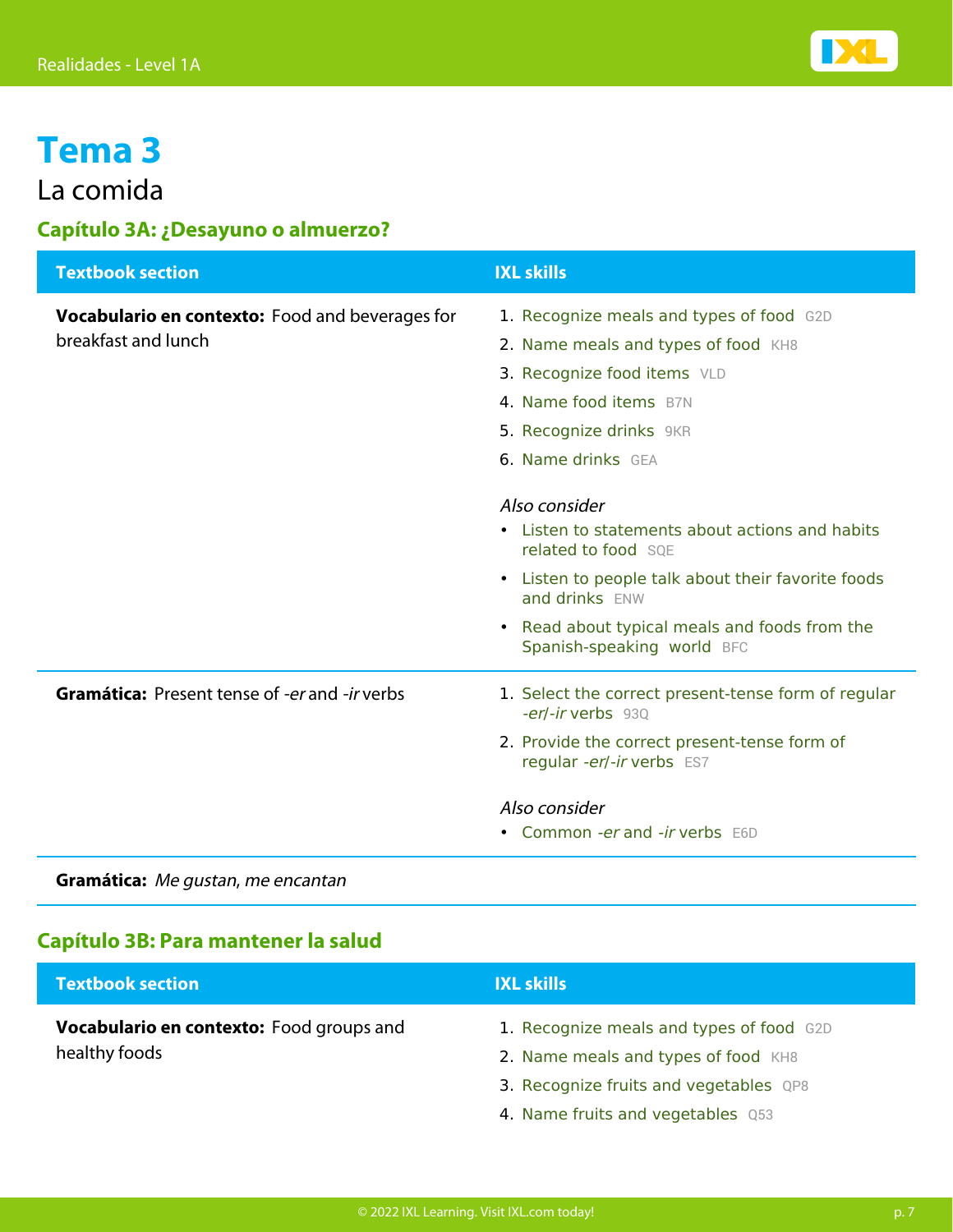# Tema 3

La comida

## Capítulo 3A: ¿Desayuno o almuerzo?

| Textbook section | IXL skills |
| --- | --- |
| **Vocabulario en contexto:** Food and beverages for breakfast and lunch | 1. Recognize meals and types of food G2D<br>2. Name meals and types of food KH8<br>3. Recognize food items VLD<br>4. Name food items B7N<br>5. Recognize drinks 9KR<br>6. Name drinks GEA<br><br>*Also consider*<br>• Listen to statements about actions and habits related to food SQE<br>• Listen to people talk about their favorite foods and drinks ENW<br>• Read about typical meals and foods from the Spanish-speaking world BFC |
| **Gramática:** Present tense of *-er* and *-ir* verbs | 1. Select the correct present-tense form of regular *-er*/*-ir* verbs 93Q<br>2. Provide the correct present-tense form of regular *-er*/*-ir* verbs ES7<br><br>*Also consider*<br>• Common *-er* and *-ir* verbs E6D |
| **Gramática:** *Me gustan, me encantan* | |

## Capítulo 3B: Para mantener la salud

| Textbook section | IXL skills |
| --- | --- |
| **Vocabulario en contexto:** Food groups and healthy foods | 1. Recognize meals and types of food G2D<br>2. Name meals and types of food KH8<br>3. Recognize fruits and vegetables QP8<br>4. Name fruits and vegetables Q53 |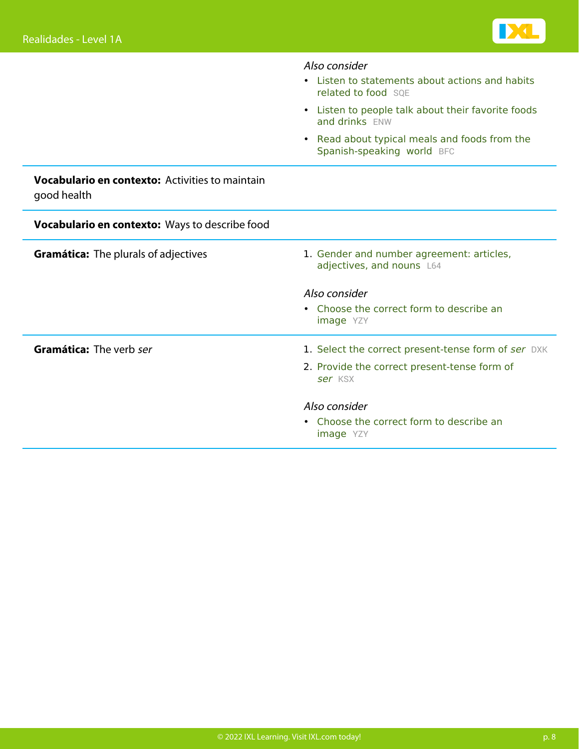| | |
|---|---|
| | *Also consider*<br>• Listen to statements about actions and habits related to food SQE<br>• Listen to people talk about their favorite foods and drinks ENW<br>• Read about typical meals and foods from the Spanish-speaking world BFC |
| **Vocabulario en contexto:** Activities to maintain good health | |
| **Vocabulario en contexto:** Ways to describe food | |
| **Gramática:** The plurals of adjectives | 1. Gender and number agreement: articles, adjectives, and nouns L64<br><br>*Also consider*<br>• Choose the correct form to describe an image YZY |
| **Gramática:** The verb *ser* | 1. Select the correct present-tense form of *ser* DXK<br>2. Provide the correct present-tense form of *ser* KSX<br><br>*Also consider*<br>• Choose the correct form to describe an image YZY |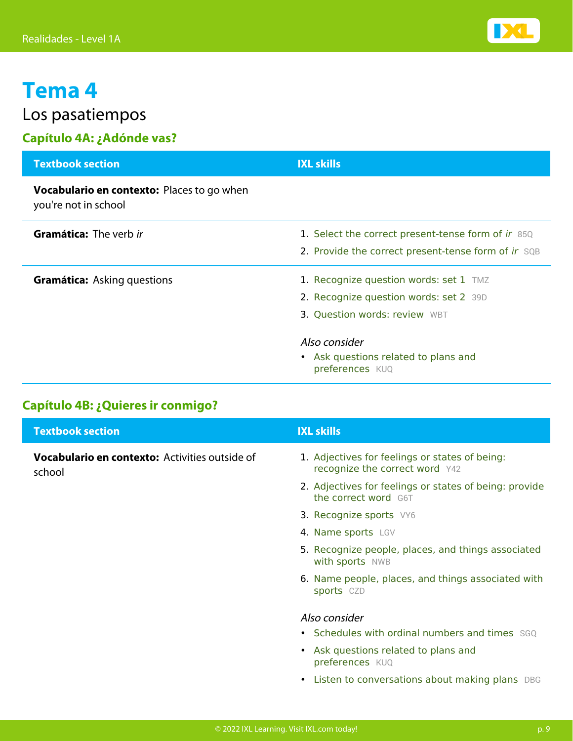# Tema 4

## Los pasatiempos

### Capítulo 4A: ¿Adónde vas?

| Textbook section | IXL skills |
| --- | --- |
| **Vocabulario en contexto:** Places to go when you're not in school | |
| **Gramática:** The verb *ir* | 1. Select the correct present-tense form of *ir* 85Q<br>2. Provide the correct present-tense form of *ir* SQB |
| **Gramática:** Asking questions | 1. Recognize question words: set 1 TMZ<br>2. Recognize question words: set 2 39D<br>3. Question words: review WBT<br><br>*Also consider*<br>• Ask questions related to plans and preferences KUQ |

### Capítulo 4B: ¿Quieres ir conmigo?

| Textbook section | IXL skills |
| --- | --- |
| **Vocabulario en contexto:** Activities outside of school | 1. Adjectives for feelings or states of being: recognize the correct word Y42<br>2. Adjectives for feelings or states of being: provide the correct word G6T<br>3. Recognize sports VY6<br>4. Name sports LGV<br>5. Recognize people, places, and things associated with sports NWB<br>6. Name people, places, and things associated with sports CZD<br><br>*Also consider*<br>• Schedules with ordinal numbers and times SGQ<br>• Ask questions related to plans and preferences KUQ<br>• Listen to conversations about making plans DBG |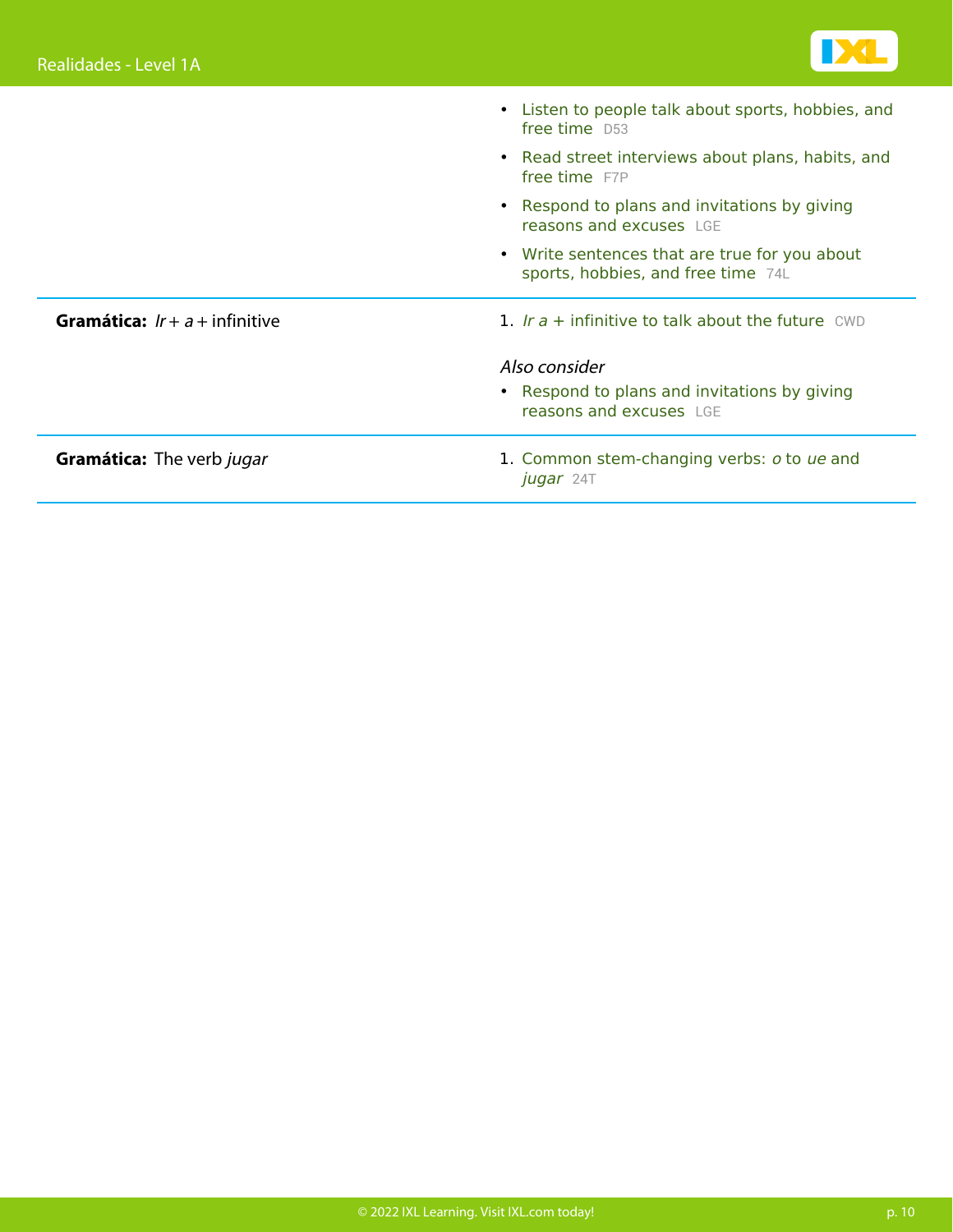| | |
|---|---|
| | • Listen to people talk about sports, hobbies, and free time D53<br>• Read street interviews about plans, habits, and free time F7P<br>• Respond to plans and invitations by giving reasons and excuses LGE<br>• Write sentences that are true for you about sports, hobbies, and free time 74L |
| **Gramática:** *Ir* + *a* + infinitive | 1. *Ir a* + infinitive to talk about the future CWD<br><br>*Also consider*<br>• Respond to plans and invitations by giving reasons and excuses LGE |
| **Gramática:** The verb *jugar* | 1. Common stem-changing verbs: *o* to *ue* and *jugar* 24T |